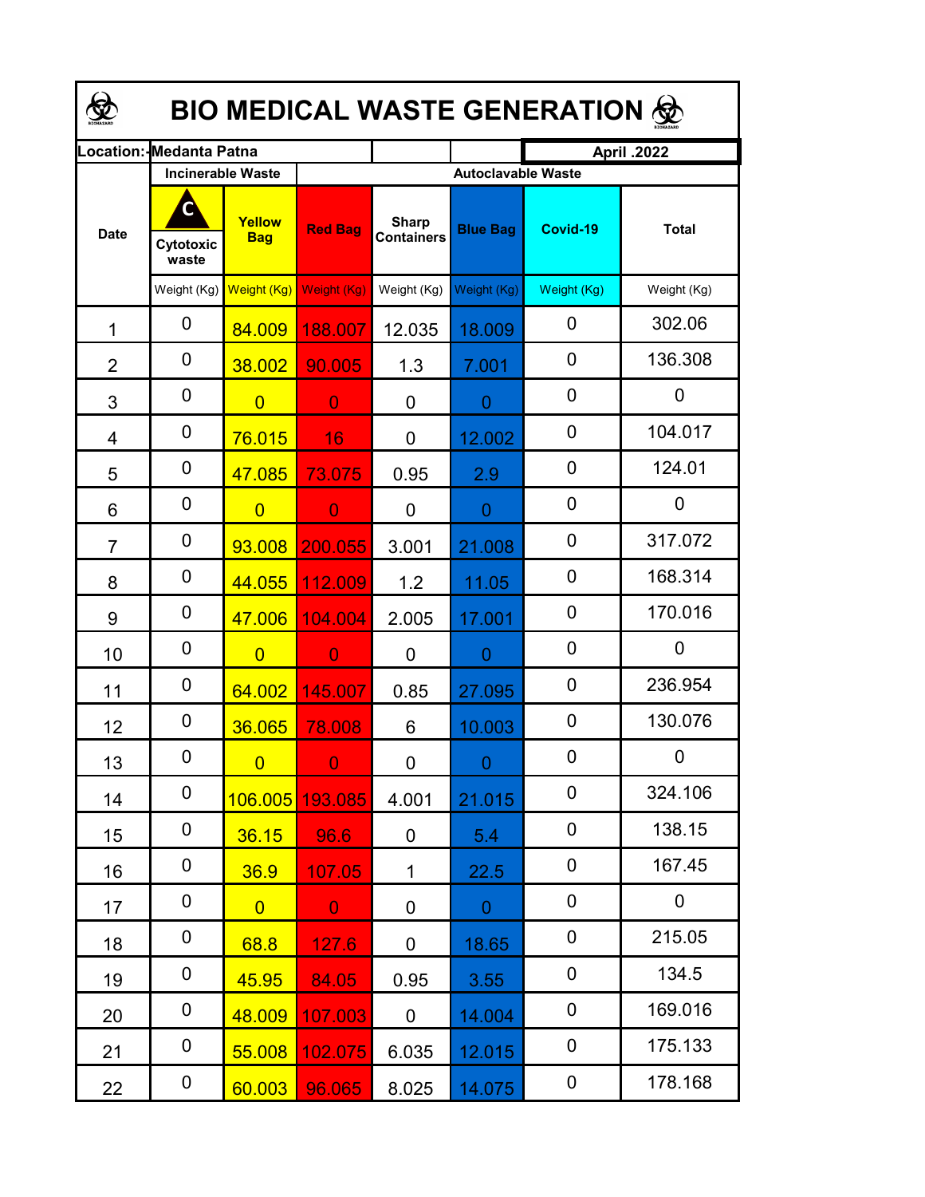# BIO MEDICAL WASTE GENERATION

| Location:-Medanta Patna | | | | | April .2022 | | |
|---|---|---|---|---|---|---|---|
| | Incinerable Waste | | Autoclavable Waste | | | | |
| Date | Cytotoxic waste | Yellow Bag | Red Bag | Sharp Containers | Blue Bag | Covid-19 | Total |
| | Weight (Kg) | Weight (Kg) | Weight (Kg) | Weight (Kg) | Weight (Kg) | Weight (Kg) | Weight (Kg) |
| 1 | 0 | 84.009 | 188.007 | 12.035 | 18.009 | 0 | 302.06 |
| 2 | 0 | 38.002 | 90.005 | 1.3 | 7.001 | 0 | 136.308 |
| 3 | 0 | 0 | 0 | 0 | 0 | 0 | 0 |
| 4 | 0 | 76.015 | 16 | 0 | 12.002 | 0 | 104.017 |
| 5 | 0 | 47.085 | 73.075 | 0.95 | 2.9 | 0 | 124.01 |
| 6 | 0 | 0 | 0 | 0 | 0 | 0 | 0 |
| 7 | 0 | 93.008 | 200.055 | 3.001 | 21.008 | 0 | 317.072 |
| 8 | 0 | 44.055 | 112.009 | 1.2 | 11.05 | 0 | 168.314 |
| 9 | 0 | 47.006 | 104.004 | 2.005 | 17.001 | 0 | 170.016 |
| 10 | 0 | 0 | 0 | 0 | 0 | 0 | 0 |
| 11 | 0 | 64.002 | 145.007 | 0.85 | 27.095 | 0 | 236.954 |
| 12 | 0 | 36.065 | 78.008 | 6 | 10.003 | 0 | 130.076 |
| 13 | 0 | 0 | 0 | 0 | 0 | 0 | 0 |
| 14 | 0 | 106.005 | 193.085 | 4.001 | 21.015 | 0 | 324.106 |
| 15 | 0 | 36.15 | 96.6 | 0 | 5.4 | 0 | 138.15 |
| 16 | 0 | 36.9 | 107.05 | 1 | 22.5 | 0 | 167.45 |
| 17 | 0 | 0 | 0 | 0 | 0 | 0 | 0 |
| 18 | 0 | 68.8 | 127.6 | 0 | 18.65 | 0 | 215.05 |
| 19 | 0 | 45.95 | 84.05 | 0.95 | 3.55 | 0 | 134.5 |
| 20 | 0 | 48.009 | 107.003 | 0 | 14.004 | 0 | 169.016 |
| 21 | 0 | 55.008 | 102.075 | 6.035 | 12.015 | 0 | 175.133 |
| 22 | 0 | 60.003 | 96.065 | 8.025 | 14.075 | 0 | 178.168 |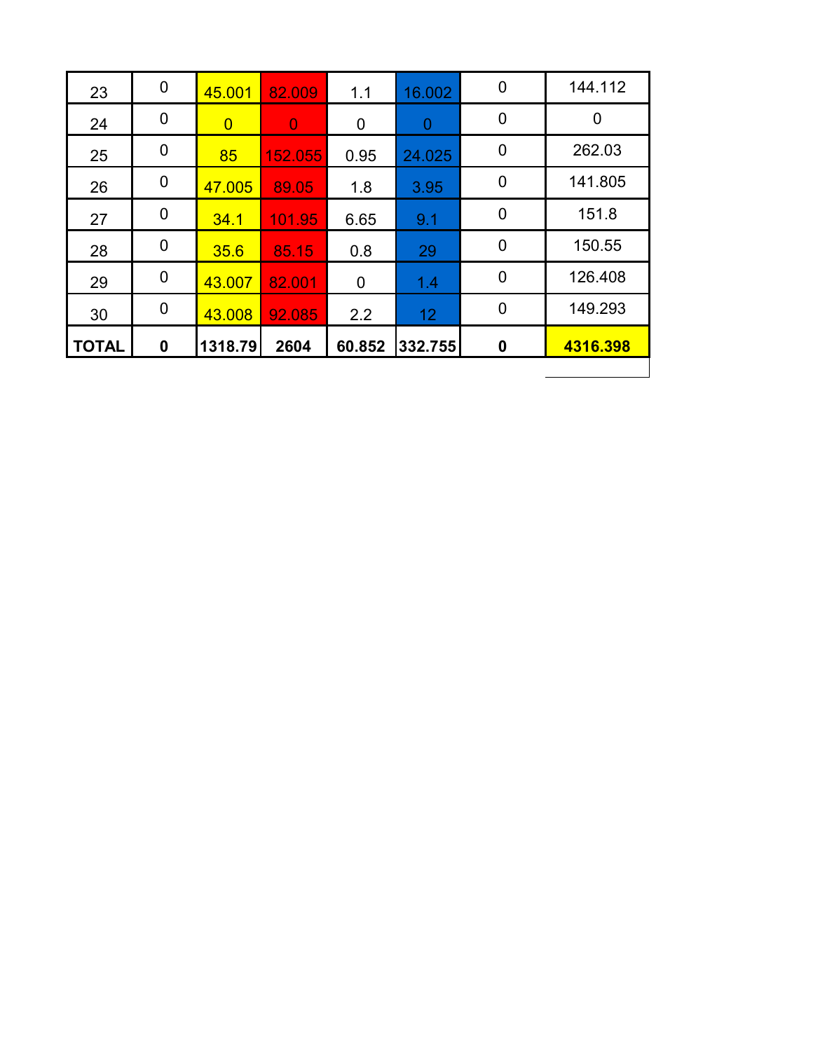| | | | | | | | |
|---|---|---|---|---|---|---|---|
| 23 | 0 | 45.001 | 82.009 | 1.1 | 16.002 | 0 | 144.112 |
| 24 | 0 | 0 | 0 | 0 | 0 | 0 | 0 |
| 25 | 0 | 85 | 152.055 | 0.95 | 24.025 | 0 | 262.03 |
| 26 | 0 | 47.005 | 89.05 | 1.8 | 3.95 | 0 | 141.805 |
| 27 | 0 | 34.1 | 101.95 | 6.65 | 9.1 | 0 | 151.8 |
| 28 | 0 | 35.6 | 85.15 | 0.8 | 29 | 0 | 150.55 |
| 29 | 0 | 43.007 | 82.001 | 0 | 1.4 | 0 | 126.408 |
| 30 | 0 | 43.008 | 92.085 | 2.2 | 12 | 0 | 149.293 |
| **TOTAL** | **0** | **1318.79** | **2604** | **60.852** | **332.755** | **0** | **4316.398** |